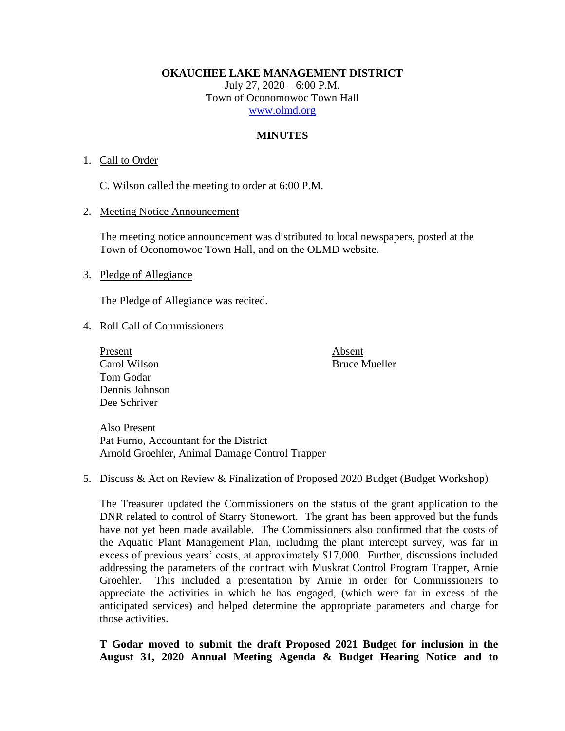**OKAUCHEE LAKE MANAGEMENT DISTRICT**

July 27, 2020 – 6:00 P.M.
Town of Oconomowoc Town Hall
www.olmd.org

## MINUTES

1. Call to Order

   C. Wilson called the meeting to order at 6:00 P.M.

2. Meeting Notice Announcement

   The meeting notice announcement was distributed to local newspapers, posted at the Town of Oconomowoc Town Hall, and on the OLMD website.

3. Pledge of Allegiance

   The Pledge of Allegiance was recited.

4. Roll Call of Commissioners

   | Present | Absent |
   |---|---|
   | Carol Wilson | Bruce Mueller |
   | Tom Godar | |
   | Dennis Johnson | |
   | Dee Schriver | |

   Also Present
   Pat Furno, Accountant for the District
   Arnold Groehler, Animal Damage Control Trapper

5. Discuss & Act on Review & Finalization of Proposed 2020 Budget (Budget Workshop)

   The Treasurer updated the Commissioners on the status of the grant application to the DNR related to control of Starry Stonewort. The grant has been approved but the funds have not yet been made available. The Commissioners also confirmed that the costs of the Aquatic Plant Management Plan, including the plant intercept survey, was far in excess of previous years' costs, at approximately $17,000. Further, discussions included addressing the parameters of the contract with Muskrat Control Program Trapper, Arnie Groehler. This included a presentation by Arnie in order for Commissioners to appreciate the activities in which he has engaged, (which were far in excess of the anticipated services) and helped determine the appropriate parameters and charge for those activities.

   **T Godar moved to submit the draft Proposed 2021 Budget for inclusion in the August 31, 2020 Annual Meeting Agenda & Budget Hearing Notice and to**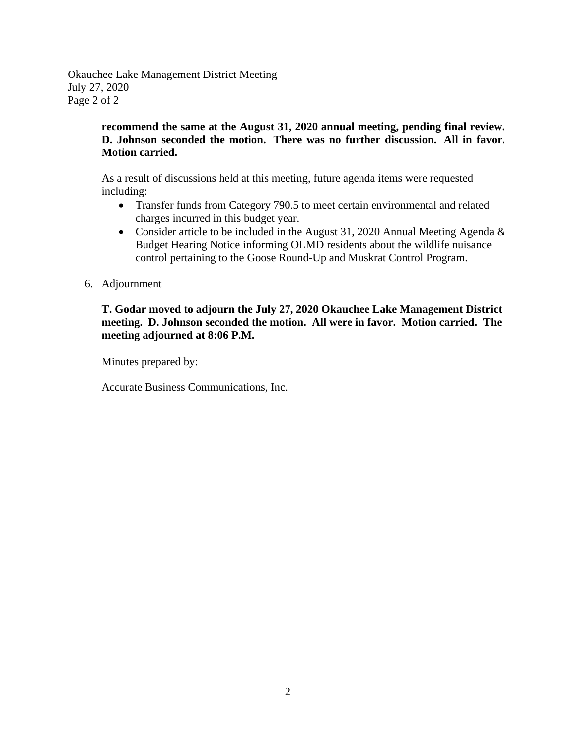**recommend the same at the August 31, 2020 annual meeting, pending final review. D. Johnson seconded the motion. There was no further discussion. All in favor. Motion carried.**

As a result of discussions held at this meeting, future agenda items were requested including:

- Transfer funds from Category 790.5 to meet certain environmental and related charges incurred in this budget year.
- Consider article to be included in the August 31, 2020 Annual Meeting Agenda & Budget Hearing Notice informing OLMD residents about the wildlife nuisance control pertaining to the Goose Round-Up and Muskrat Control Program.

6. Adjournment

**T. Godar moved to adjourn the July 27, 2020 Okauchee Lake Management District meeting. D. Johnson seconded the motion. All were in favor. Motion carried. The meeting adjourned at 8:06 P.M.**

Minutes prepared by:

Accurate Business Communications, Inc.